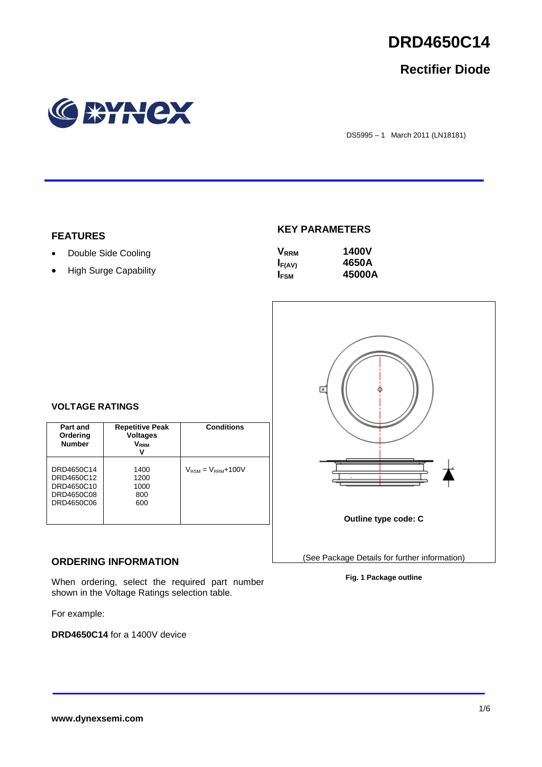# DRD4650C14

## Rectifier Diode

DS5995 – 1 March 2011 (LN18181)

### FEATURES

- Double Side Cooling
- High Surge Capability

### KEY PARAMETERS

| | |
|---|---|
| $V_{RRM}$ | **1400V** |
| $I_{F(AV)}$ | **4650A** |
| $I_{FSM}$ | **45000A** |

### VOLTAGE RATINGS

| Part and Ordering Number | Repetitive Peak Voltages $V_{RRM}$ V | Conditions |
|---|---|---|
| DRD4650C14<br>DRD4650C12<br>DRD4650C10<br>DRD4650C08<br>DRD4650C06 | 1400<br>1200<br>1000<br>800<br>600 | $V_{RSM} = V_{RRM}$+100V |

Outline type code: C

(See Package Details for further information)

**Fig. 1 Package outline**

### ORDERING INFORMATION

When ordering, select the required part number shown in the Voltage Ratings selection table.

For example:

**DRD4650C14** for a 1400V device

**www.dynexsemi.com**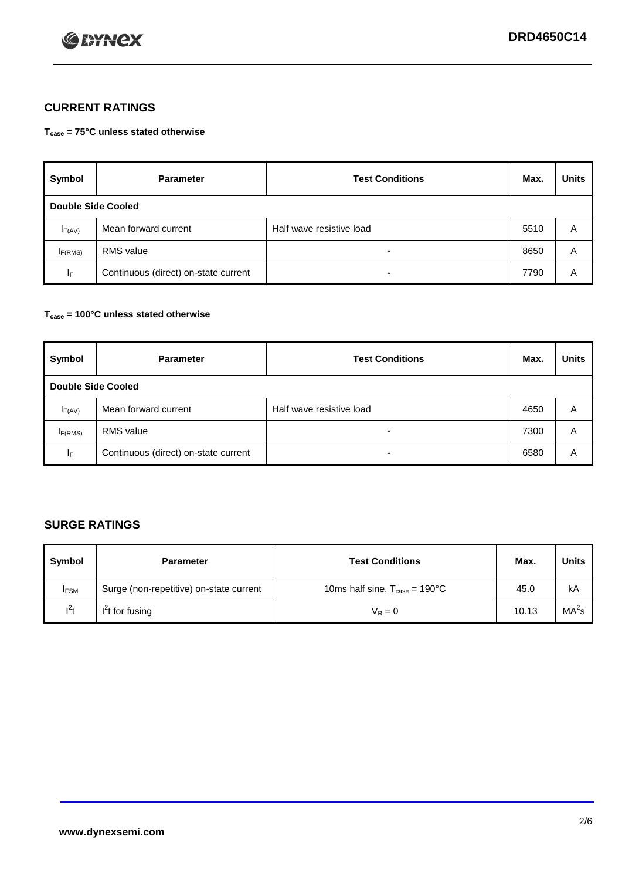## CURRENT RATINGS

**$T_{case}$ = 75°C unless stated otherwise**

| Symbol | Parameter | Test Conditions | Max. | Units |
|---|---|---|---|---|
| **Double Side Cooled** | | | | |
| $I_{F(AV)}$ | Mean forward current | Half wave resistive load | 5510 | A |
| $I_{F(RMS)}$ | RMS value | - | 8650 | A |
| $I_F$ | Continuous (direct) on-state current | - | 7790 | A |

**$T_{case}$ = 100°C unless stated otherwise**

| Symbol | Parameter | Test Conditions | Max. | Units |
|---|---|---|---|---|
| **Double Side Cooled** | | | | |
| $I_{F(AV)}$ | Mean forward current | Half wave resistive load | 4650 | A |
| $I_{F(RMS)}$ | RMS value | - | 7300 | A |
| $I_F$ | Continuous (direct) on-state current | - | 6580 | A |

## SURGE RATINGS

| Symbol | Parameter | Test Conditions | Max. | Units |
|---|---|---|---|---|
| $I_{FSM}$ | Surge (non-repetitive) on-state current | 10ms half sine, $T_{case}$ = 190°C | 45.0 | kA |
| $I^2t$ | $I^2t$ for fusing | $V_R = 0$ | 10.13 | $MA^2s$ |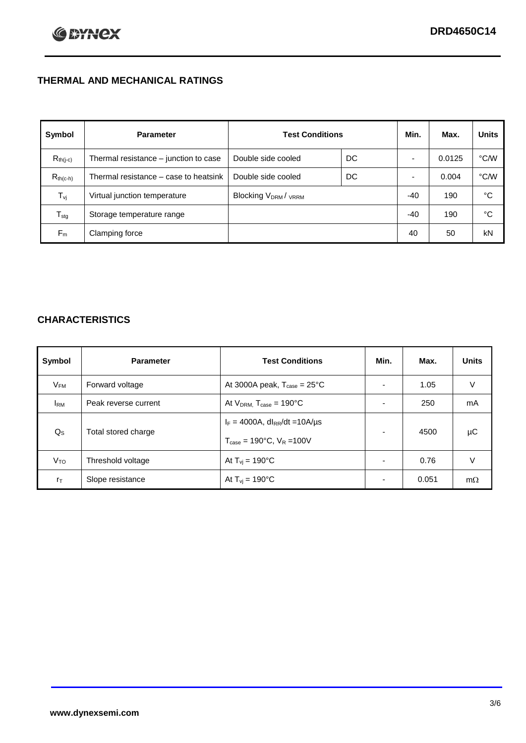## THERMAL AND MECHANICAL RATINGS

| Symbol | Parameter | Test Conditions | | Min. | Max. | Units |
|---|---|---|---|---|---|---|
| $R_{th(j-c)}$ | Thermal resistance – junction to case | Double side cooled | DC | - | 0.0125 | °C/W |
| $R_{th(c-h)}$ | Thermal resistance – case to heatsink | Double side cooled | DC | - | 0.004 | °C/W |
| $T_{vj}$ | Virtual junction temperature | Blocking $V_{DRM}$ / $V_{RRM}$ | | -40 | 190 | °C |
| $T_{stg}$ | Storage temperature range | | | -40 | 190 | °C |
| $F_m$ | Clamping force | | | 40 | 50 | kN |

## CHARACTERISTICS

| Symbol | Parameter | Test Conditions | Min. | Max. | Units |
|---|---|---|---|---|---|
| $V_{FM}$ | Forward voltage | At 3000A peak, $T_{case}$ = 25°C | - | 1.05 | V |
| $I_{RM}$ | Peak reverse current | At $V_{DRM}$, $T_{case}$ = 190°C | - | 250 | mA |
| $Q_S$ | Total stored charge | $I_F$ = 4000A, $dI_{RR}/dt$ =10A/µs<br>$T_{case}$ = 190°C, $V_R$ =100V | - | 4500 | µC |
| $V_{TO}$ | Threshold voltage | At $T_{vj}$ = 190°C | - | 0.76 | V |
| $r_T$ | Slope resistance | At $T_{vj}$ = 190°C | - | 0.051 | mΩ |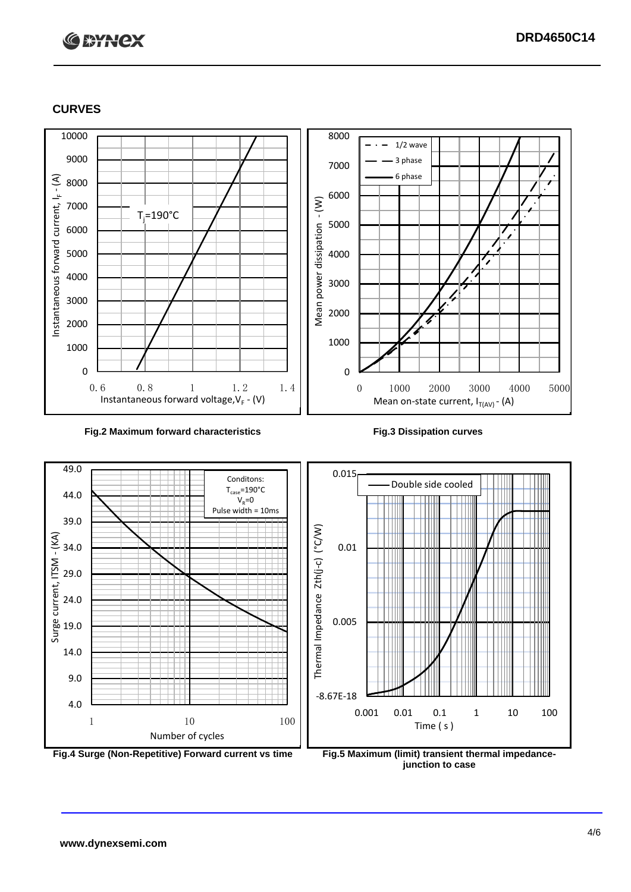## CURVES

Fig.2 Maximum forward characteristics

Fig.3 Dissipation curves

Fig.4 Surge (Non-Repetitive) Forward current vs time

Fig.5 Maximum (limit) transient thermal impedance- junction to case

www.dynexsemi.com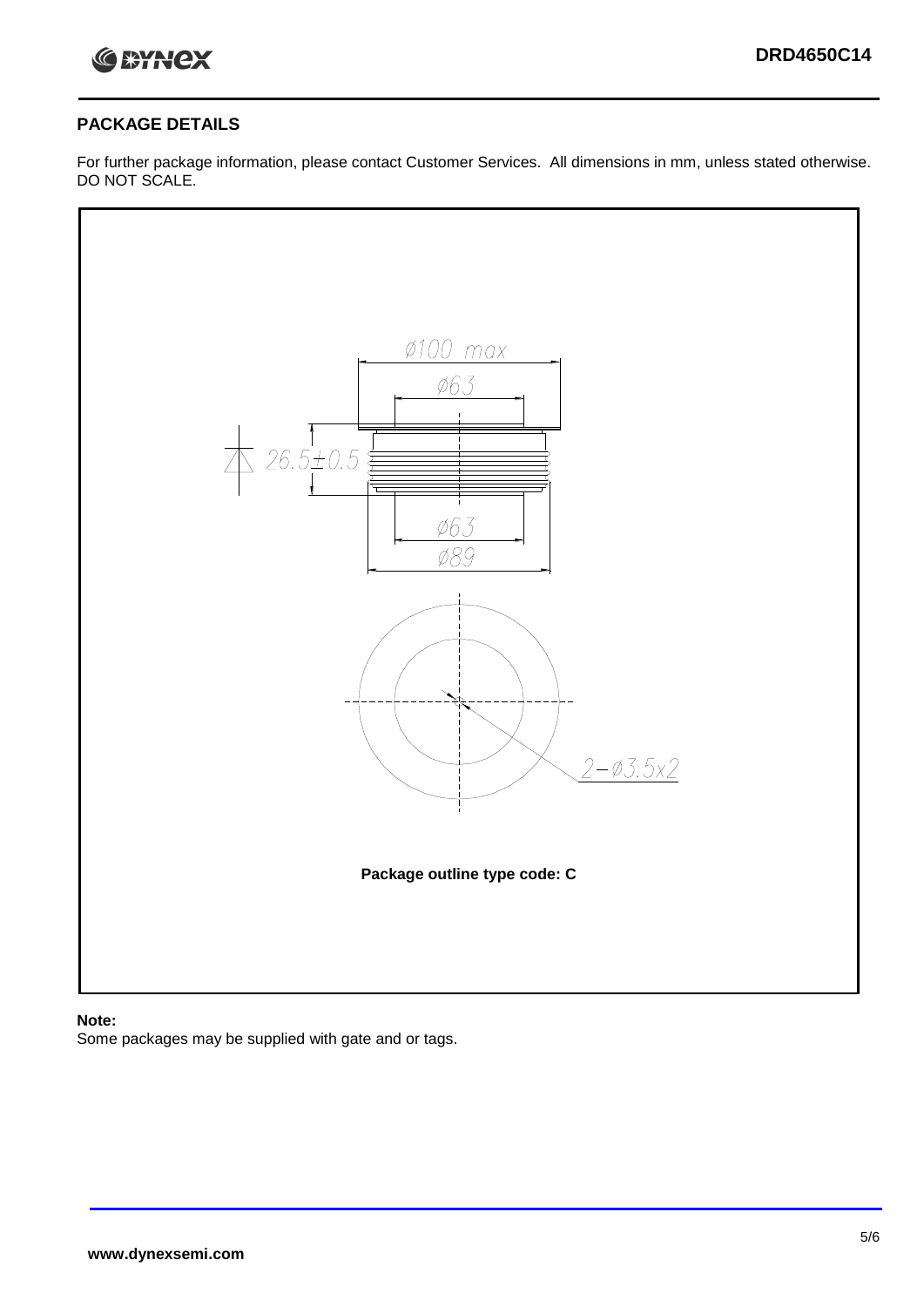## PACKAGE DETAILS

For further package information, please contact Customer Services. All dimensions in mm, unless stated otherwise. DO NOT SCALE.

Ø100 max

Ø63

26.5±0.5

Ø63

Ø89

2−Ø3.5x2

**Package outline type code: C**

**Note:**

Some packages may be supplied with gate and or tags.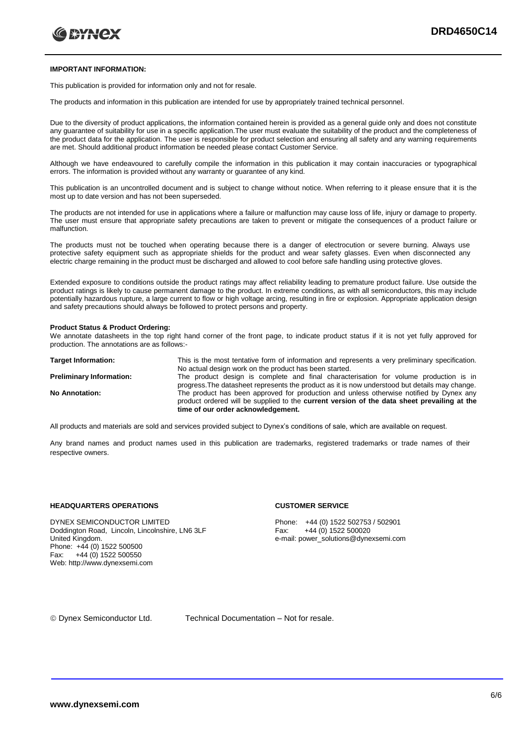**IMPORTANT INFORMATION:**

This publication is provided for information only and not for resale.

The products and information in this publication are intended for use by appropriately trained technical personnel.

Due to the diversity of product applications, the information contained herein is provided as a general guide only and does not constitute any guarantee of suitability for use in a specific application.The user must evaluate the suitability of the product and the completeness of the product data for the application. The user is responsible for product selection and ensuring all safety and any warning requirements are met. Should additional product information be needed please contact Customer Service.

Although we have endeavoured to carefully compile the information in this publication it may contain inaccuracies or typographical errors. The information is provided without any warranty or guarantee of any kind.

This publication is an uncontrolled document and is subject to change without notice. When referring to it please ensure that it is the most up to date version and has not been superseded.

The products are not intended for use in applications where a failure or malfunction may cause loss of life, injury or damage to property. The user must ensure that appropriate safety precautions are taken to prevent or mitigate the consequences of a product failure or malfunction.

The products must not be touched when operating because there is a danger of electrocution or severe burning. Always use protective safety equipment such as appropriate shields for the product and wear safety glasses. Even when disconnected any electric charge remaining in the product must be discharged and allowed to cool before safe handling using protective gloves.

Extended exposure to conditions outside the product ratings may affect reliability leading to premature product failure. Use outside the product ratings is likely to cause permanent damage to the product. In extreme conditions, as with all semiconductors, this may include potentially hazardous rupture, a large current to flow or high voltage arcing, resulting in fire or explosion. Appropriate application design and safety precautions should always be followed to protect persons and property.

**Product Status & Product Ordering:**
We annotate datasheets in the top right hand corner of the front page, to indicate product status if it is not yet fully approved for production. The annotations are as follows:-

| | |
|---|---|
| **Target Information:** | This is the most tentative form of information and represents a very preliminary specification. No actual design work on the product has been started. |
| **Preliminary Information:** | The product design is complete and final characterisation for volume production is in progress.The datasheet represents the product as it is now understood but details may change. |
| **No Annotation:** | The product has been approved for production and unless otherwise notified by Dynex any product ordered will be supplied to the **current version of the data sheet prevailing at the time of our order acknowledgement.** |

All products and materials are sold and services provided subject to Dynex's conditions of sale, which are available on request.

Any brand names and product names used in this publication are trademarks, registered trademarks or trade names of their respective owners.

**HEADQUARTERS OPERATIONS**

DYNEX SEMICONDUCTOR LIMITED
Doddington Road, Lincoln, Lincolnshire, LN6 3LF
United Kingdom.
Phone: +44 (0) 1522 500500
Fax: +44 (0) 1522 500550
Web: http://www.dynexsemi.com

**CUSTOMER SERVICE**

Phone: +44 (0) 1522 502753 / 502901
Fax: +44 (0) 1522 500020
e-mail: power_solutions@dynexsemi.com

© Dynex Semiconductor Ltd. Technical Documentation – Not for resale.